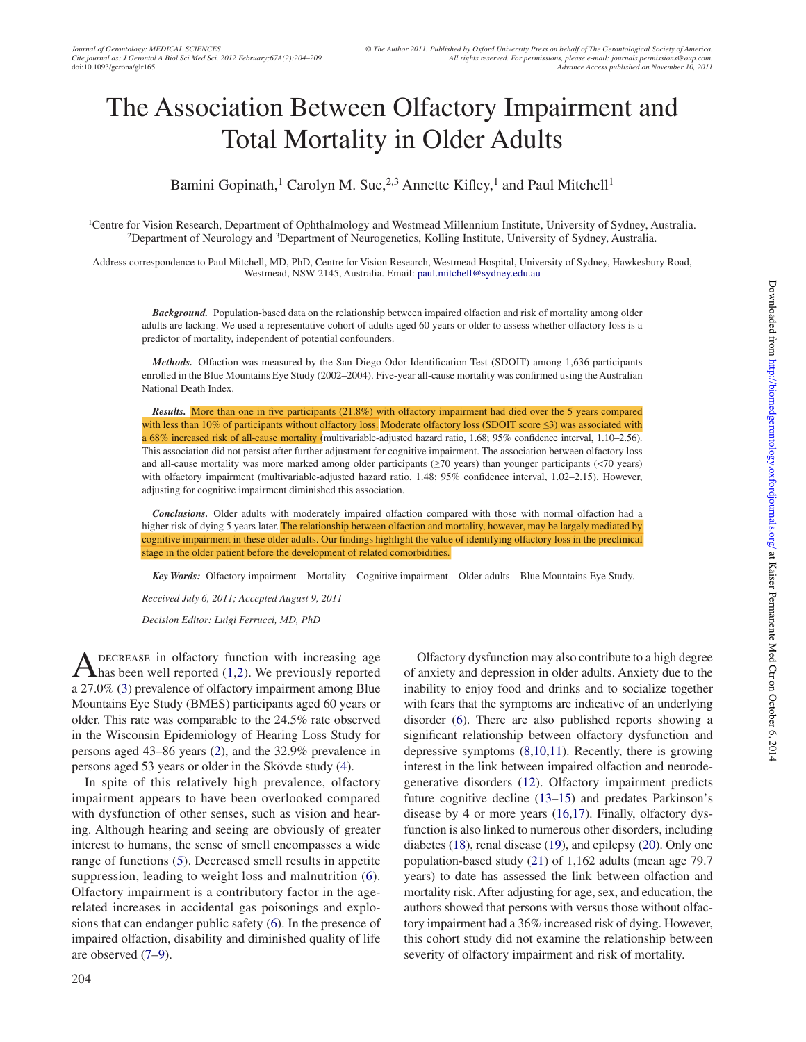# The Association Between Olfactory Impairment and Total Mortality in Older Adults

Bamini Gopinath,[1] Carolyn M. Sue,[2,3] Annette Kifley,[1] and Paul Mitchell[1]

[1]Centre for Vision Research, Department of Ophthalmology and Westmead Millennium Institute, University of Sydney, Australia.
[2]Department of Neurology and [3]Department of Neurogenetics, Kolling Institute, University of Sydney, Australia.

Address correspondence to Paul Mitchell, MD, PhD, Centre for Vision Research, Westmead Hospital, University of Sydney, Hawkesbury Road, Westmead, NSW 2145, Australia. Email: paul.mitchell@sydney.edu.au

***Background.*** Population-based data on the relationship between impaired olfaction and risk of mortality among older adults are lacking. We used a representative cohort of adults aged 60 years or older to assess whether olfactory loss is a predictor of mortality, independent of potential confounders.

***Methods.*** Olfaction was measured by the San Diego Odor Identification Test (SDOIT) among 1,636 participants enrolled in the Blue Mountains Eye Study (2002–2004). Five-year all-cause mortality was confirmed using the Australian National Death Index.

***Results.*** More than one in five participants (21.8%) with olfactory impairment had died over the 5 years compared with less than 10% of participants without olfactory loss. Moderate olfactory loss (SDOIT score ≤3) was associated with a 68% increased risk of all-cause mortality (multivariable-adjusted hazard ratio, 1.68; 95% confidence interval, 1.10–2.56). This association did not persist after further adjustment for cognitive impairment. The association between olfactory loss and all-cause mortality was more marked among older participants (≥70 years) than younger participants (<70 years) with olfactory impairment (multivariable-adjusted hazard ratio, 1.48; 95% confidence interval, 1.02–2.15). However, adjusting for cognitive impairment diminished this association.

***Conclusions.*** Older adults with moderately impaired olfaction compared with those with normal olfaction had a higher risk of dying 5 years later. The relationship between olfaction and mortality, however, may be largely mediated by cognitive impairment in these older adults. Our findings highlight the value of identifying olfactory loss in the preclinical stage in the older patient before the development of related comorbidities.

***Key Words:*** Olfactory impairment—Mortality—Cognitive impairment—Older adults—Blue Mountains Eye Study.

*Received July 6, 2011; Accepted August 9, 2011*

*Decision Editor: Luigi Ferrucci, MD, PhD*

A DECREASE in olfactory function with increasing age has been well reported (1,2). We previously reported a 27.0% (3) prevalence of olfactory impairment among Blue Mountains Eye Study (BMES) participants aged 60 years or older. This rate was comparable to the 24.5% rate observed in the Wisconsin Epidemiology of Hearing Loss Study for persons aged 43–86 years (2), and the 32.9% prevalence in persons aged 53 years or older in the Skövde study (4).

In spite of this relatively high prevalence, olfactory impairment appears to have been overlooked compared with dysfunction of other senses, such as vision and hearing. Although hearing and seeing are obviously of greater interest to humans, the sense of smell encompasses a wide range of functions (5). Decreased smell results in appetite suppression, leading to weight loss and malnutrition (6). Olfactory impairment is a contributory factor in the age-related increases in accidental gas poisonings and explosions that can endanger public safety (6). In the presence of impaired olfaction, disability and diminished quality of life are observed (7–9).

Olfactory dysfunction may also contribute to a high degree of anxiety and depression in older adults. Anxiety due to the inability to enjoy food and drinks and to socialize together with fears that the symptoms are indicative of an underlying disorder (6). There are also published reports showing a significant relationship between olfactory dysfunction and depressive symptoms (8,10,11). Recently, there is growing interest in the link between impaired olfaction and neurodegenerative disorders (12). Olfactory impairment predicts future cognitive decline (13–15) and predates Parkinson's disease by 4 or more years (16,17). Finally, olfactory dysfunction is also linked to numerous other disorders, including diabetes (18), renal disease (19), and epilepsy (20). Only one population-based study (21) of 1,162 adults (mean age 79.7 years) to date has assessed the link between olfaction and mortality risk. After adjusting for age, sex, and education, the authors showed that persons with versus those without olfactory impairment had a 36% increased risk of dying. However, this cohort study did not examine the relationship between severity of olfactory impairment and risk of mortality.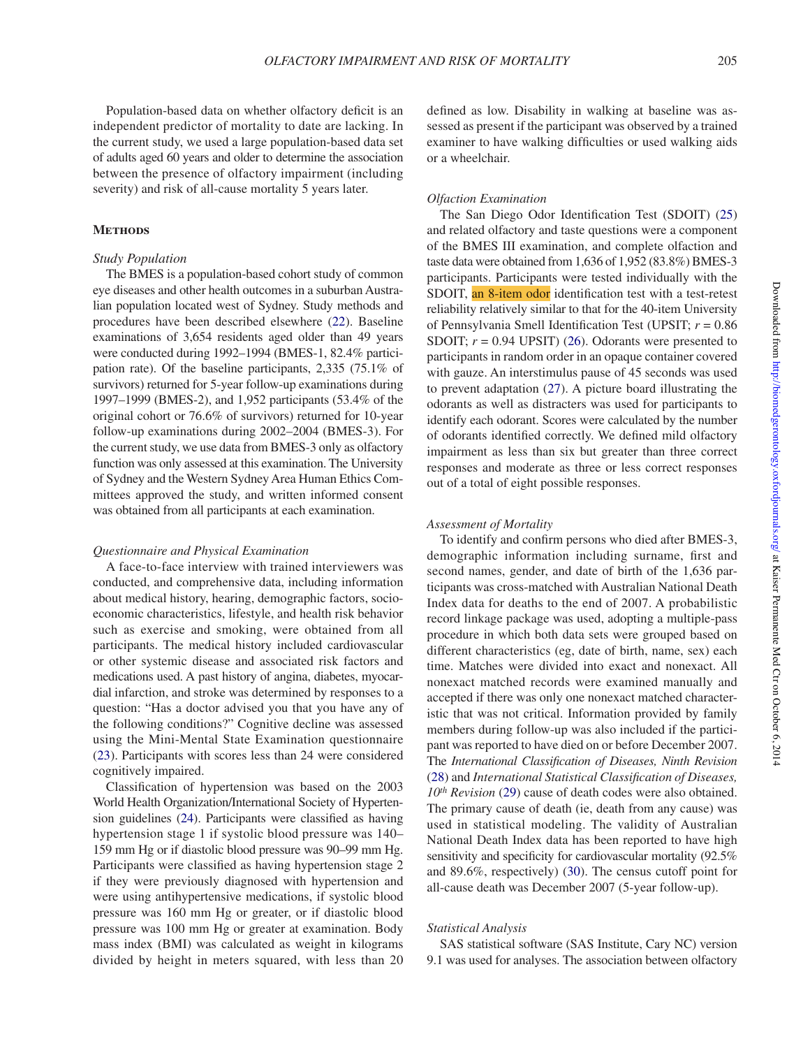Population-based data on whether olfactory deficit is an independent predictor of mortality to date are lacking. In the current study, we used a large population-based data set of adults aged 60 years and older to determine the association between the presence of olfactory impairment (including severity) and risk of all-cause mortality 5 years later.

## Methods

### *Study Population*

The BMES is a population-based cohort study of common eye diseases and other health outcomes in a suburban Australian population located west of Sydney. Study methods and procedures have been described elsewhere (22). Baseline examinations of 3,654 residents aged older than 49 years were conducted during 1992–1994 (BMES-1, 82.4% participation rate). Of the baseline participants, 2,335 (75.1% of survivors) returned for 5-year follow-up examinations during 1997–1999 (BMES-2), and 1,952 participants (53.4% of the original cohort or 76.6% of survivors) returned for 10-year follow-up examinations during 2002–2004 (BMES-3). For the current study, we use data from BMES-3 only as olfactory function was only assessed at this examination. The University of Sydney and the Western Sydney Area Human Ethics Committees approved the study, and written informed consent was obtained from all participants at each examination.

### *Questionnaire and Physical Examination*

A face-to-face interview with trained interviewers was conducted, and comprehensive data, including information about medical history, hearing, demographic factors, socioeconomic characteristics, lifestyle, and health risk behavior such as exercise and smoking, were obtained from all participants. The medical history included cardiovascular or other systemic disease and associated risk factors and medications used. A past history of angina, diabetes, myocardial infarction, and stroke was determined by responses to a question: "Has a doctor advised you that you have any of the following conditions?" Cognitive decline was assessed using the Mini-Mental State Examination questionnaire (23). Participants with scores less than 24 were considered cognitively impaired.

Classification of hypertension was based on the 2003 World Health Organization/International Society of Hypertension guidelines (24). Participants were classified as having hypertension stage 1 if systolic blood pressure was 140–159 mm Hg or if diastolic blood pressure was 90–99 mm Hg. Participants were classified as having hypertension stage 2 if they were previously diagnosed with hypertension and were using antihypertensive medications, if systolic blood pressure was 160 mm Hg or greater, or if diastolic blood pressure was 100 mm Hg or greater at examination. Body mass index (BMI) was calculated as weight in kilograms divided by height in meters squared, with less than 20 defined as low. Disability in walking at baseline was assessed as present if the participant was observed by a trained examiner to have walking difficulties or used walking aids or a wheelchair.

### *Olfaction Examination*

The San Diego Odor Identification Test (SDOIT) (25) and related olfactory and taste questions were a component of the BMES III examination, and complete olfaction and taste data were obtained from 1,636 of 1,952 (83.8%) BMES-3 participants. Participants were tested individually with the SDOIT, an 8-item odor identification test with a test-retest reliability relatively similar to that for the 40-item University of Pennsylvania Smell Identification Test (UPSIT; $r$ = 0.86 SDOIT; $r$ = 0.94 UPSIT) (26). Odorants were presented to participants in random order in an opaque container covered with gauze. An interstimulus pause of 45 seconds was used to prevent adaptation (27). A picture board illustrating the odorants as well as distracters was used for participants to identify each odorant. Scores were calculated by the number of odorants identified correctly. We defined mild olfactory impairment as less than six but greater than three correct responses and moderate as three or less correct responses out of a total of eight possible responses.

### *Assessment of Mortality*

To identify and confirm persons who died after BMES-3, demographic information including surname, first and second names, gender, and date of birth of the 1,636 participants was cross-matched with Australian National Death Index data for deaths to the end of 2007. A probabilistic record linkage package was used, adopting a multiple-pass procedure in which both data sets were grouped based on different characteristics (eg, date of birth, name, sex) each time. Matches were divided into exact and nonexact. All nonexact matched records were examined manually and accepted if there was only one nonexact matched characteristic that was not critical. Information provided by family members during follow-up was also included if the participant was reported to have died on or before December 2007. The *International Classification of Diseases, Ninth Revision* (28) and *International Statistical Classification of Diseases, 10th Revision* (29) cause of death codes were also obtained. The primary cause of death (ie, death from any cause) was used in statistical modeling. The validity of Australian National Death Index data has been reported to have high sensitivity and specificity for cardiovascular mortality (92.5% and 89.6%, respectively) (30). The census cutoff point for all-cause death was December 2007 (5-year follow-up).

### *Statistical Analysis*

SAS statistical software (SAS Institute, Cary NC) version 9.1 was used for analyses. The association between olfactory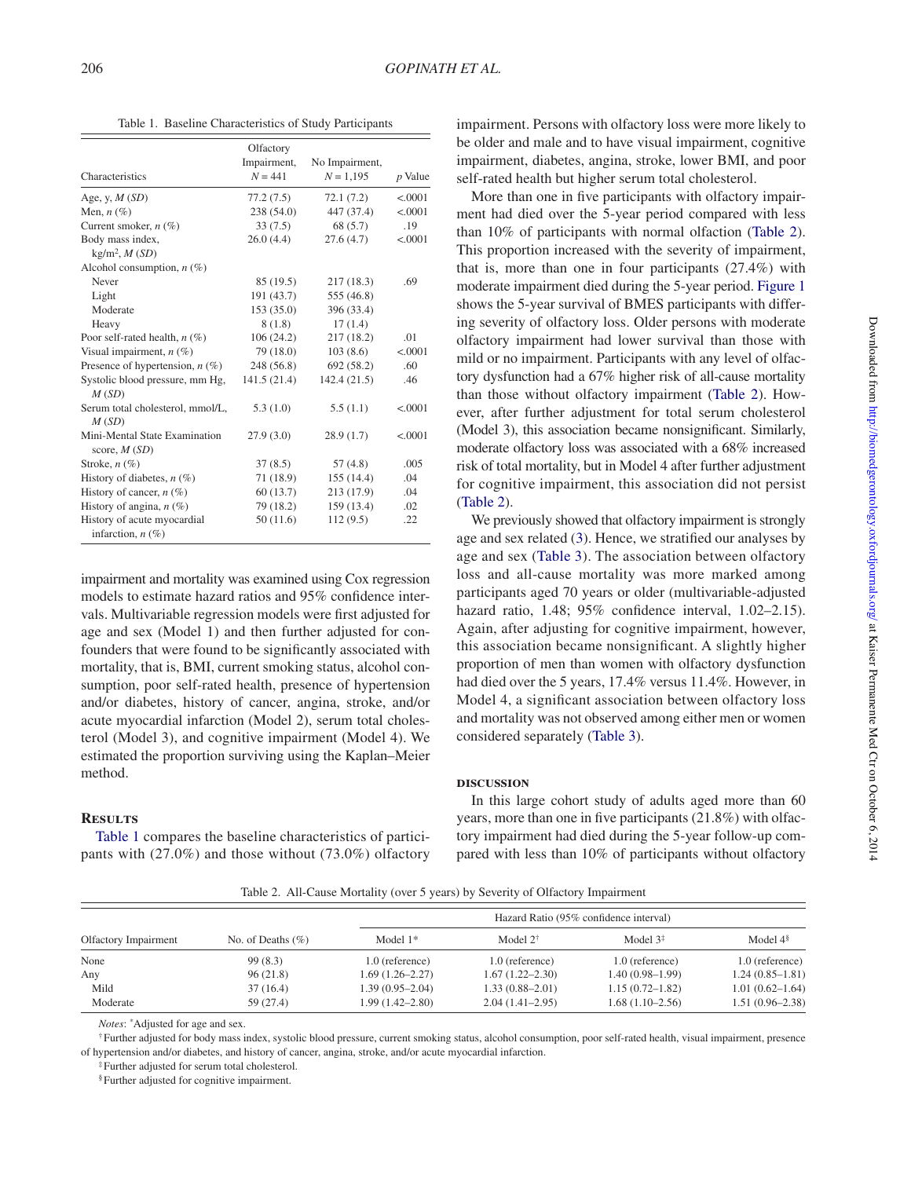Table 1. Baseline Characteristics of Study Participants

| Characteristics | Olfactory Impairment, $N = 441$ | No Impairment, $N = 1,195$ | $p$ Value |
|---|---|---|---|
| Age, y, $M$ ($SD$) | 77.2 (7.5) | 72.1 (7.2) | <.0001 |
| Men, $n$ (%) | 238 (54.0) | 447 (37.4) | <.0001 |
| Current smoker, $n$ (%) | 33 (7.5) | 68 (5.7) | .19 |
| Body mass index, kg/m$^2$, $M$ ($SD$) | 26.0 (4.4) | 27.6 (4.7) | <.0001 |
| Alcohol consumption, $n$ (%) | | | |
| Never | 85 (19.5) | 217 (18.3) | .69 |
| Light | 191 (43.7) | 555 (46.8) | |
| Moderate | 153 (35.0) | 396 (33.4) | |
| Heavy | 8 (1.8) | 17 (1.4) | |
| Poor self-rated health, $n$ (%) | 106 (24.2) | 217 (18.2) | .01 |
| Visual impairment, $n$ (%) | 79 (18.0) | 103 (8.6) | <.0001 |
| Presence of hypertension, $n$ (%) | 248 (56.8) | 692 (58.2) | .60 |
| Systolic blood pressure, mm Hg, $M$ ($SD$) | 141.5 (21.4) | 142.4 (21.5) | .46 |
| Serum total cholesterol, mmol/L, $M$ ($SD$) | 5.3 (1.0) | 5.5 (1.1) | <.0001 |
| Mini-Mental State Examination score, $M$ ($SD$) | 27.9 (3.0) | 28.9 (1.7) | <.0001 |
| Stroke, $n$ (%) | 37 (8.5) | 57 (4.8) | .005 |
| History of diabetes, $n$ (%) | 71 (18.9) | 155 (14.4) | .04 |
| History of cancer, $n$ (%) | 60 (13.7) | 213 (17.9) | .04 |
| History of angina, $n$ (%) | 79 (18.2) | 159 (13.4) | .02 |
| History of acute myocardial infarction, $n$ (%) | 50 (11.6) | 112 (9.5) | .22 |

impairment and mortality was examined using Cox regression models to estimate hazard ratios and 95% confidence intervals. Multivariable regression models were first adjusted for age and sex (Model 1) and then further adjusted for confounders that were found to be significantly associated with mortality, that is, BMI, current smoking status, alcohol consumption, poor self-rated health, presence of hypertension and/or diabetes, history of cancer, angina, stroke, and/or acute myocardial infarction (Model 2), serum total cholesterol (Model 3), and cognitive impairment (Model 4). We estimated the proportion surviving using the Kaplan–Meier method.

## Results

Table 1 compares the baseline characteristics of participants with (27.0%) and those without (73.0%) olfactory impairment. Persons with olfactory loss were more likely to be older and male and to have visual impairment, cognitive impairment, diabetes, angina, stroke, lower BMI, and poor self-rated health but higher serum total cholesterol.

More than one in five participants with olfactory impairment had died over the 5-year period compared with less than 10% of participants with normal olfaction (Table 2). This proportion increased with the severity of impairment, that is, more than one in four participants (27.4%) with moderate impairment died during the 5-year period. Figure 1 shows the 5-year survival of BMES participants with differing severity of olfactory loss. Older persons with moderate olfactory impairment had lower survival than those with mild or no impairment. Participants with any level of olfactory dysfunction had a 67% higher risk of all-cause mortality than those without olfactory impairment (Table 2). However, after further adjustment for total serum cholesterol (Model 3), this association became nonsignificant. Similarly, moderate olfactory loss was associated with a 68% increased risk of total mortality, but in Model 4 after further adjustment for cognitive impairment, this association did not persist (Table 2).

We previously showed that olfactory impairment is strongly age and sex related (3). Hence, we stratified our analyses by age and sex (Table 3). The association between olfactory loss and all-cause mortality was more marked among participants aged 70 years or older (multivariable-adjusted hazard ratio, 1.48; 95% confidence interval, 1.02–2.15). Again, after adjusting for cognitive impairment, however, this association became nonsignificant. A slightly higher proportion of men than women with olfactory dysfunction had died over the 5 years, 17.4% versus 11.4%. However, in Model 4, a significant association between olfactory loss and mortality was not observed among either men or women considered separately (Table 3).

## Discussion

In this large cohort study of adults aged more than 60 years, more than one in five participants (21.8%) with olfactory impairment had died during the 5-year follow-up compared with less than 10% of participants without olfactory

Table 2. All-Cause Mortality (over 5 years) by Severity of Olfactory Impairment

| Olfactory Impairment | No. of Deaths (%) | Hazard Ratio (95% confidence interval) | | | |
|---|---|---|---|---|---|
| | | Model 1* | Model 2† | Model 3‡ | Model 4§ |
| None | 99 (8.3) | 1.0 (reference) | 1.0 (reference) | 1.0 (reference) | 1.0 (reference) |
| Any | 96 (21.8) | 1.69 (1.26–2.27) | 1.67 (1.22–2.30) | 1.40 (0.98–1.99) | 1.24 (0.85–1.81) |
| Mild | 37 (16.4) | 1.39 (0.95–2.04) | 1.33 (0.88–2.01) | 1.15 (0.72–1.82) | 1.01 (0.62–1.64) |
| Moderate | 59 (27.4) | 1.99 (1.42–2.80) | 2.04 (1.41–2.95) | 1.68 (1.10–2.56) | 1.51 (0.96–2.38) |

*Notes*: *Adjusted for age and sex.

†Further adjusted for body mass index, systolic blood pressure, current smoking status, alcohol consumption, poor self-rated health, visual impairment, presence of hypertension and/or diabetes, and history of cancer, angina, stroke, and/or acute myocardial infarction.

‡Further adjusted for serum total cholesterol.

§Further adjusted for cognitive impairment.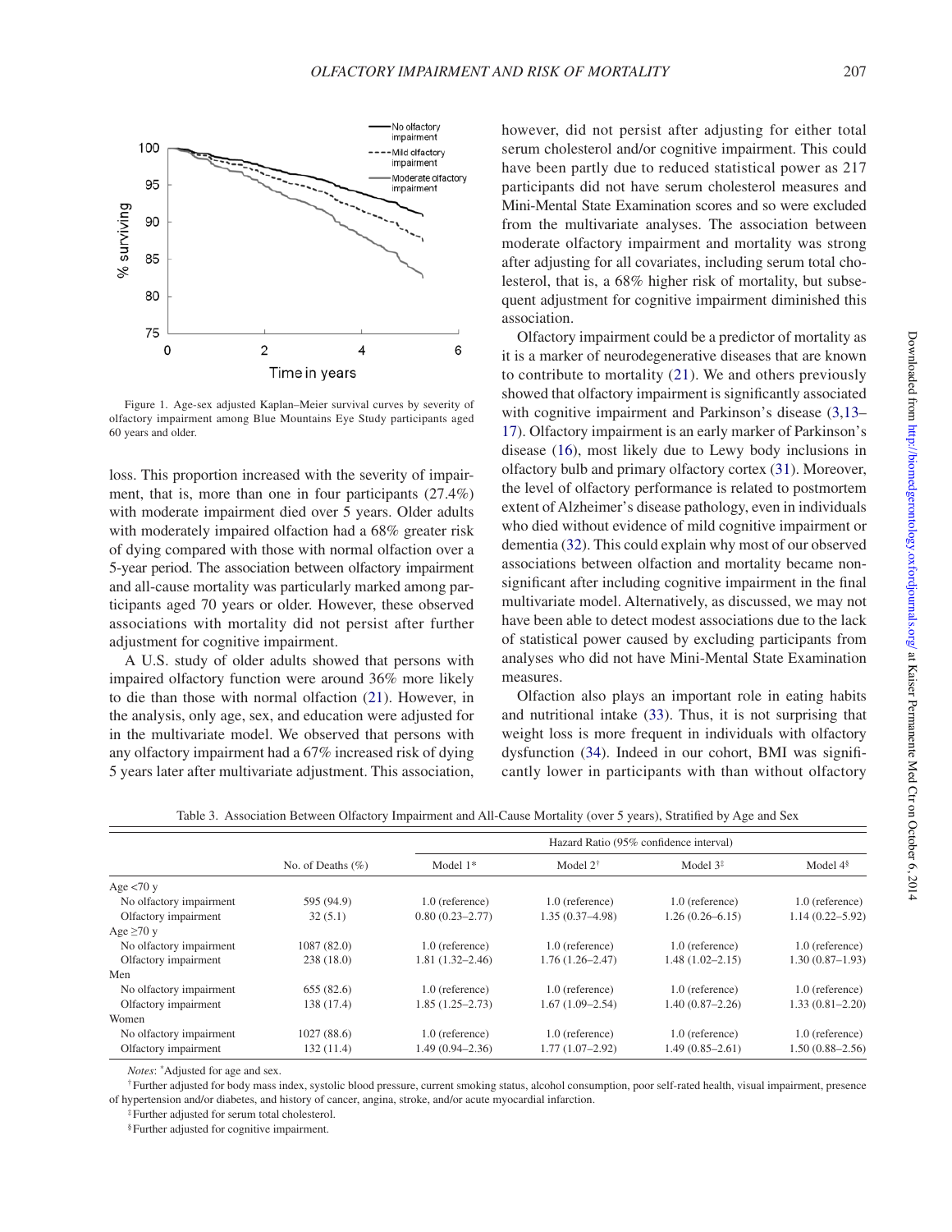Figure 1. Age-sex adjusted Kaplan–Meier survival curves by severity of olfactory impairment among Blue Mountains Eye Study participants aged 60 years and older.

loss. This proportion increased with the severity of impairment, that is, more than one in four participants (27.4%) with moderate impairment died over 5 years. Older adults with moderately impaired olfaction had a 68% greater risk of dying compared with those with normal olfaction over a 5-year period. The association between olfactory impairment and all-cause mortality was particularly marked among participants aged 70 years or older. However, these observed associations with mortality did not persist after further adjustment for cognitive impairment.

A U.S. study of older adults showed that persons with impaired olfactory function were around 36% more likely to die than those with normal olfaction (21). However, in the analysis, only age, sex, and education were adjusted for in the multivariate model. We observed that persons with any olfactory impairment had a 67% increased risk of dying 5 years later after multivariate adjustment. This association, however, did not persist after adjusting for either total serum cholesterol and/or cognitive impairment. This could have been partly due to reduced statistical power as 217 participants did not have serum cholesterol measures and Mini-Mental State Examination scores and so were excluded from the multivariate analyses. The association between moderate olfactory impairment and mortality was strong after adjusting for all covariates, including serum total cholesterol, that is, a 68% higher risk of mortality, but subsequent adjustment for cognitive impairment diminished this association.

Olfactory impairment could be a predictor of mortality as it is a marker of neurodegenerative diseases that are known to contribute to mortality (21). We and others previously showed that olfactory impairment is significantly associated with cognitive impairment and Parkinson's disease (3,13–17). Olfactory impairment is an early marker of Parkinson's disease (16), most likely due to Lewy body inclusions in olfactory bulb and primary olfactory cortex (31). Moreover, the level of olfactory performance is related to postmortem extent of Alzheimer's disease pathology, even in individuals who died without evidence of mild cognitive impairment or dementia (32). This could explain why most of our observed associations between olfaction and mortality became nonsignificant after including cognitive impairment in the final multivariate model. Alternatively, as discussed, we may not have been able to detect modest associations due to the lack of statistical power caused by excluding participants from analyses who did not have Mini-Mental State Examination measures.

Olfaction also plays an important role in eating habits and nutritional intake (33). Thus, it is not surprising that weight loss is more frequent in individuals with olfactory dysfunction (34). Indeed in our cohort, BMI was significantly lower in participants with than without olfactory

Table 3. Association Between Olfactory Impairment and All-Cause Mortality (over 5 years), Stratified by Age and Sex

| | No. of Deaths (%) | Hazard Ratio (95% confidence interval) | | | |
|---|---|---|---|---|---|
| | | Model 1* | Model 2† | Model 3‡ | Model 4§ |
| Age <70 y | | | | | |
| No olfactory impairment | 595 (94.9) | 1.0 (reference) | 1.0 (reference) | 1.0 (reference) | 1.0 (reference) |
| Olfactory impairment | 32 (5.1) | 0.80 (0.23–2.77) | 1.35 (0.37–4.98) | 1.26 (0.26–6.15) | 1.14 (0.22–5.92) |
| Age ≥70 y | | | | | |
| No olfactory impairment | 1087 (82.0) | 1.0 (reference) | 1.0 (reference) | 1.0 (reference) | 1.0 (reference) |
| Olfactory impairment | 238 (18.0) | 1.81 (1.32–2.46) | 1.76 (1.26–2.47) | 1.48 (1.02–2.15) | 1.30 (0.87–1.93) |
| Men | | | | | |
| No olfactory impairment | 655 (82.6) | 1.0 (reference) | 1.0 (reference) | 1.0 (reference) | 1.0 (reference) |
| Olfactory impairment | 138 (17.4) | 1.85 (1.25–2.73) | 1.67 (1.09–2.54) | 1.40 (0.87–2.26) | 1.33 (0.81–2.20) |
| Women | | | | | |
| No olfactory impairment | 1027 (88.6) | 1.0 (reference) | 1.0 (reference) | 1.0 (reference) | 1.0 (reference) |
| Olfactory impairment | 132 (11.4) | 1.49 (0.94–2.36) | 1.77 (1.07–2.92) | 1.49 (0.85–2.61) | 1.50 (0.88–2.56) |

*Notes*: *Adjusted for age and sex.

†Further adjusted for body mass index, systolic blood pressure, current smoking status, alcohol consumption, poor self-rated health, visual impairment, presence of hypertension and/or diabetes, and history of cancer, angina, stroke, and/or acute myocardial infarction.

‡Further adjusted for serum total cholesterol.

§Further adjusted for cognitive impairment.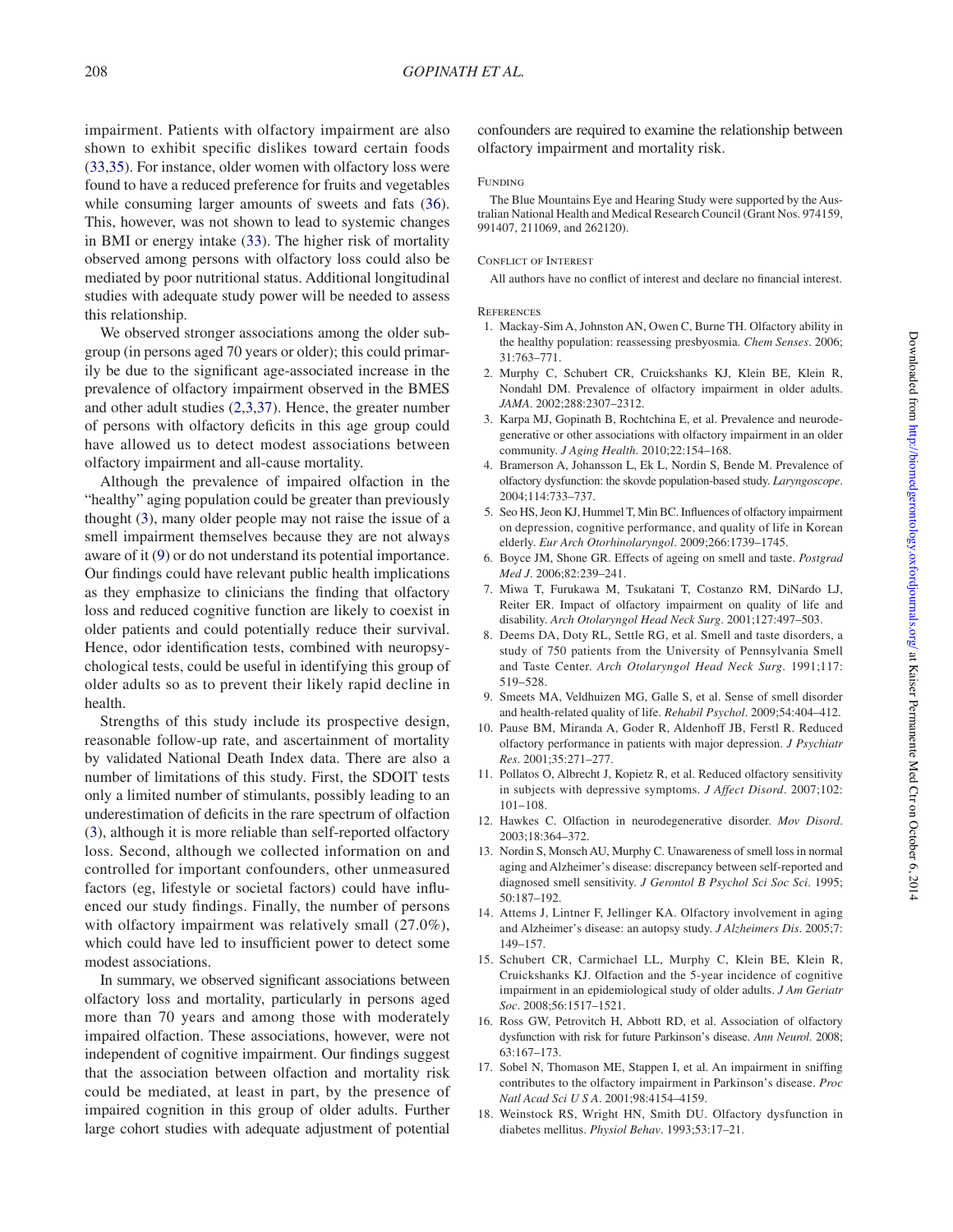impairment. Patients with olfactory impairment are also shown to exhibit specific dislikes toward certain foods (33,35). For instance, older women with olfactory loss were found to have a reduced preference for fruits and vegetables while consuming larger amounts of sweets and fats (36). This, however, was not shown to lead to systemic changes in BMI or energy intake (33). The higher risk of mortality observed among persons with olfactory loss could also be mediated by poor nutritional status. Additional longitudinal studies with adequate study power will be needed to assess this relationship.

We observed stronger associations among the older subgroup (in persons aged 70 years or older); this could primarily be due to the significant age-associated increase in the prevalence of olfactory impairment observed in the BMES and other adult studies (2,3,37). Hence, the greater number of persons with olfactory deficits in this age group could have allowed us to detect modest associations between olfactory impairment and all-cause mortality.

Although the prevalence of impaired olfaction in the "healthy" aging population could be greater than previously thought (3), many older people may not raise the issue of a smell impairment themselves because they are not always aware of it (9) or do not understand its potential importance. Our findings could have relevant public health implications as they emphasize to clinicians the finding that olfactory loss and reduced cognitive function are likely to coexist in older patients and could potentially reduce their survival. Hence, odor identification tests, combined with neuropsychological tests, could be useful in identifying this group of older adults so as to prevent their likely rapid decline in health.

Strengths of this study include its prospective design, reasonable follow-up rate, and ascertainment of mortality by validated National Death Index data. There are also a number of limitations of this study. First, the SDOIT tests only a limited number of stimulants, possibly leading to an underestimation of deficits in the rare spectrum of olfaction (3), although it is more reliable than self-reported olfactory loss. Second, although we collected information on and controlled for important confounders, other unmeasured factors (eg, lifestyle or societal factors) could have influenced our study findings. Finally, the number of persons with olfactory impairment was relatively small (27.0%), which could have led to insufficient power to detect some modest associations.

In summary, we observed significant associations between olfactory loss and mortality, particularly in persons aged more than 70 years and among those with moderately impaired olfaction. These associations, however, were not independent of cognitive impairment. Our findings suggest that the association between olfaction and mortality risk could be mediated, at least in part, by the presence of impaired cognition in this group of older adults. Further large cohort studies with adequate adjustment of potential confounders are required to examine the relationship between olfactory impairment and mortality risk.

## Funding

The Blue Mountains Eye and Hearing Study were supported by the Australian National Health and Medical Research Council (Grant Nos. 974159, 991407, 211069, and 262120).

## Conflict of Interest

All authors have no conflict of interest and declare no financial interest.

## References

1. Mackay-Sim A, Johnston AN, Owen C, Burne TH. Olfactory ability in the healthy population: reassessing presbyosmia. *Chem Senses*. 2006; 31:763–771.
2. Murphy C, Schubert CR, Cruickshanks KJ, Klein BE, Klein R, Nondahl DM. Prevalence of olfactory impairment in older adults. *JAMA*. 2002;288:2307–2312.
3. Karpa MJ, Gopinath B, Rochtchina E, et al. Prevalence and neurodegenerative or other associations with olfactory impairment in an older community. *J Aging Health*. 2010;22:154–168.
4. Bramerson A, Johansson L, Ek L, Nordin S, Bende M. Prevalence of olfactory dysfunction: the skovde population-based study. *Laryngoscope*. 2004;114:733–737.
5. Seo HS, Jeon KJ, Hummel T, Min BC. Influences of olfactory impairment on depression, cognitive performance, and quality of life in Korean elderly. *Eur Arch Otorhinolaryngol*. 2009;266:1739–1745.
6. Boyce JM, Shone GR. Effects of ageing on smell and taste. *Postgrad Med J*. 2006;82:239–241.
7. Miwa T, Furukawa M, Tsukatani T, Costanzo RM, DiNardo LJ, Reiter ER. Impact of olfactory impairment on quality of life and disability. *Arch Otolaryngol Head Neck Surg*. 2001;127:497–503.
8. Deems DA, Doty RL, Settle RG, et al. Smell and taste disorders, a study of 750 patients from the University of Pennsylvania Smell and Taste Center. *Arch Otolaryngol Head Neck Surg*. 1991;117: 519–528.
9. Smeets MA, Veldhuizen MG, Galle S, et al. Sense of smell disorder and health-related quality of life. *Rehabil Psychol*. 2009;54:404–412.
10. Pause BM, Miranda A, Goder R, Aldenhoff JB, Ferstl R. Reduced olfactory performance in patients with major depression. *J Psychiatr Res*. 2001;35:271–277.
11. Pollatos O, Albrecht J, Kopietz R, et al. Reduced olfactory sensitivity in subjects with depressive symptoms. *J Affect Disord*. 2007;102: 101–108.
12. Hawkes C. Olfaction in neurodegenerative disorder. *Mov Disord*. 2003;18:364–372.
13. Nordin S, Monsch AU, Murphy C. Unawareness of smell loss in normal aging and Alzheimer's disease: discrepancy between self-reported and diagnosed smell sensitivity. *J Gerontol B Psychol Sci Soc Sci*. 1995; 50:187–192.
14. Attems J, Lintner F, Jellinger KA. Olfactory involvement in aging and Alzheimer's disease: an autopsy study. *J Alzheimers Dis*. 2005;7: 149–157.
15. Schubert CR, Carmichael LL, Murphy C, Klein BE, Klein R, Cruickshanks KJ. Olfaction and the 5-year incidence of cognitive impairment in an epidemiological study of older adults. *J Am Geriatr Soc*. 2008;56:1517–1521.
16. Ross GW, Petrovitch H, Abbott RD, et al. Association of olfactory dysfunction with risk for future Parkinson's disease. *Ann Neurol*. 2008; 63:167–173.
17. Sobel N, Thomason ME, Stappen I, et al. An impairment in sniffing contributes to the olfactory impairment in Parkinson's disease. *Proc Natl Acad Sci U S A*. 2001;98:4154–4159.
18. Weinstock RS, Wright HN, Smith DU. Olfactory dysfunction in diabetes mellitus. *Physiol Behav*. 1993;53:17–21.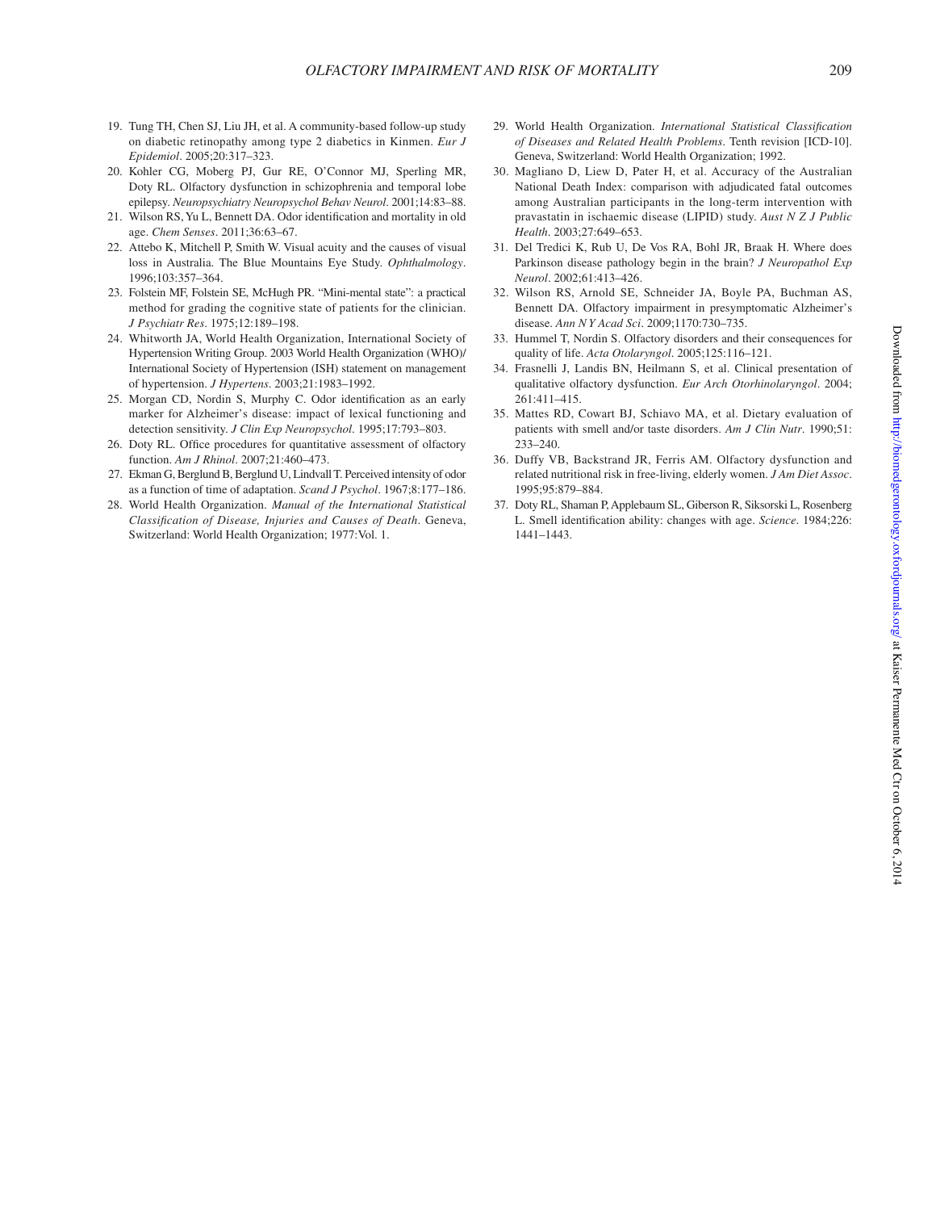19. Tung TH, Chen SJ, Liu JH, et al. A community-based follow-up study on diabetic retinopathy among type 2 diabetics in Kinmen. *Eur J Epidemiol*. 2005;20:317–323.
20. Kohler CG, Moberg PJ, Gur RE, O'Connor MJ, Sperling MR, Doty RL. Olfactory dysfunction in schizophrenia and temporal lobe epilepsy. *Neuropsychiatry Neuropsychol Behav Neurol*. 2001;14:83–88.
21. Wilson RS, Yu L, Bennett DA. Odor identification and mortality in old age. *Chem Senses*. 2011;36:63–67.
22. Attebo K, Mitchell P, Smith W. Visual acuity and the causes of visual loss in Australia. The Blue Mountains Eye Study. *Ophthalmology*. 1996;103:357–364.
23. Folstein MF, Folstein SE, McHugh PR. "Mini-mental state": a practical method for grading the cognitive state of patients for the clinician. *J Psychiatr Res*. 1975;12:189–198.
24. Whitworth JA, World Health Organization, International Society of Hypertension Writing Group. 2003 World Health Organization (WHO)/International Society of Hypertension (ISH) statement on management of hypertension. *J Hypertens*. 2003;21:1983–1992.
25. Morgan CD, Nordin S, Murphy C. Odor identification as an early marker for Alzheimer's disease: impact of lexical functioning and detection sensitivity. *J Clin Exp Neuropsychol*. 1995;17:793–803.
26. Doty RL. Office procedures for quantitative assessment of olfactory function. *Am J Rhinol*. 2007;21:460–473.
27. Ekman G, Berglund B, Berglund U, Lindvall T. Perceived intensity of odor as a function of time of adaptation. *Scand J Psychol*. 1967;8:177–186.
28. World Health Organization. *Manual of the International Statistical Classification of Disease, Injuries and Causes of Death*. Geneva, Switzerland: World Health Organization; 1977:Vol. 1.
29. World Health Organization. *International Statistical Classification of Diseases and Related Health Problems*. Tenth revision [ICD-10]. Geneva, Switzerland: World Health Organization; 1992.
30. Magliano D, Liew D, Pater H, et al. Accuracy of the Australian National Death Index: comparison with adjudicated fatal outcomes among Australian participants in the long-term intervention with pravastatin in ischaemic disease (LIPID) study. *Aust N Z J Public Health*. 2003;27:649–653.
31. Del Tredici K, Rub U, De Vos RA, Bohl JR, Braak H. Where does Parkinson disease pathology begin in the brain? *J Neuropathol Exp Neurol*. 2002;61:413–426.
32. Wilson RS, Arnold SE, Schneider JA, Boyle PA, Buchman AS, Bennett DA. Olfactory impairment in presymptomatic Alzheimer's disease. *Ann N Y Acad Sci*. 2009;1170:730–735.
33. Hummel T, Nordin S. Olfactory disorders and their consequences for quality of life. *Acta Otolaryngol*. 2005;125:116–121.
34. Frasnelli J, Landis BN, Heilmann S, et al. Clinical presentation of qualitative olfactory dysfunction. *Eur Arch Otorhinolaryngol*. 2004;261:411–415.
35. Mattes RD, Cowart BJ, Schiavo MA, et al. Dietary evaluation of patients with smell and/or taste disorders. *Am J Clin Nutr*. 1990;51:233–240.
36. Duffy VB, Backstrand JR, Ferris AM. Olfactory dysfunction and related nutritional risk in free-living, elderly women. *J Am Diet Assoc*. 1995;95:879–884.
37. Doty RL, Shaman P, Applebaum SL, Giberson R, Siksorski L, Rosenberg L. Smell identification ability: changes with age. *Science*. 1984;226:1441–1443.